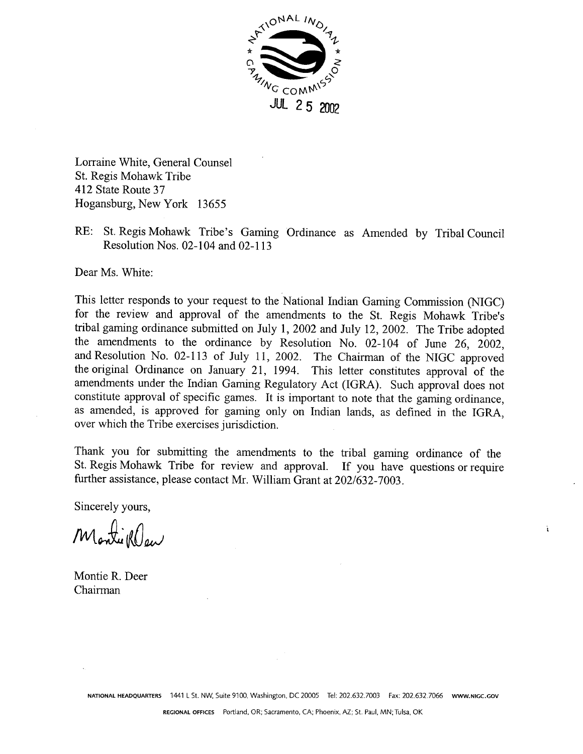NATIONAL INDIAN GAMING COMMISSION

JUL 25 2002

Lorraine White, General Counsel
St. Regis Mohawk Tribe
412 State Route 37
Hogansburg, New York 13655

RE: St. Regis Mohawk Tribe's Gaming Ordinance as Amended by Tribal Council Resolution Nos. 02-104 and 02-113

Dear Ms. White:

This letter responds to your request to the National Indian Gaming Commission (NIGC) for the review and approval of the amendments to the St. Regis Mohawk Tribe's tribal gaming ordinance submitted on July 1, 2002 and July 12, 2002. The Tribe adopted the amendments to the ordinance by Resolution No. 02-104 of June 26, 2002, and Resolution No. 02-113 of July 11, 2002. The Chairman of the NIGC approved the original Ordinance on January 21, 1994. This letter constitutes approval of the amendments under the Indian Gaming Regulatory Act (IGRA). Such approval does not constitute approval of specific games. It is important to note that the gaming ordinance, as amended, is approved for gaming only on Indian lands, as defined in the IGRA, over which the Tribe exercises jurisdiction.

Thank you for submitting the amendments to the tribal gaming ordinance of the St. Regis Mohawk Tribe for review and approval. If you have questions or require further assistance, please contact Mr. William Grant at 202/632-7003.

Sincerely yours,

Montie R. Deer
Chairman

NATIONAL HEADQUARTERS 1441 L St. NW, Suite 9100, Washington, DC 20005 Tel: 202.632.7003 Fax: 202.632.7066 WWW.NIGC.GOV

REGIONAL OFFICES Portland, OR; Sacramento, CA; Phoenix, AZ; St. Paul, MN; Tulsa, OK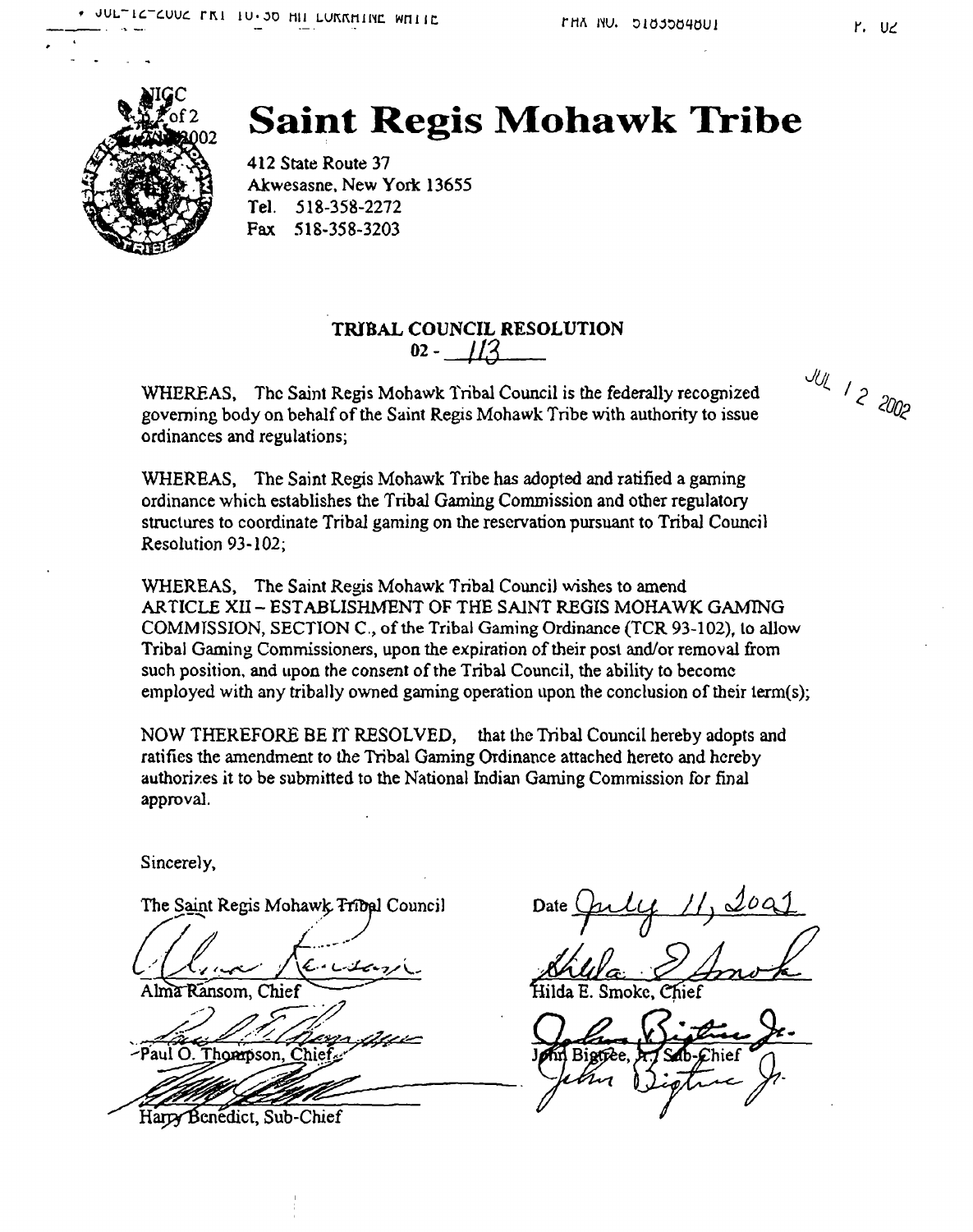# Saint Regis Mohawk Tribe

412 State Route 37
Akwesasne, New York 13655
Tel. 518-358-2272
Fax 518-358-3203

JUL 12 2002

**TRIBAL COUNCIL RESOLUTION**
**02 - 113**

WHEREAS, The Saint Regis Mohawk Tribal Council is the federally recognized governing body on behalf of the Saint Regis Mohawk Tribe with authority to issue ordinances and regulations;

WHEREAS, The Saint Regis Mohawk Tribe has adopted and ratified a gaming ordinance which establishes the Tribal Gaming Commission and other regulatory structures to coordinate Tribal gaming on the reservation pursuant to Tribal Council Resolution 93-102;

WHEREAS, The Saint Regis Mohawk Tribal Council wishes to amend ARTICLE XII – ESTABLISHMENT OF THE SAINT REGIS MOHAWK GAMING COMMISSION, SECTION C., of the Tribal Gaming Ordinance (TCR 93-102), to allow Tribal Gaming Commissioners, upon the expiration of their post and/or removal from such position, and upon the consent of the Tribal Council, the ability to become employed with any tribally owned gaming operation upon the conclusion of their term(s);

NOW THEREFORE BE IT RESOLVED, that the Tribal Council hereby adopts and ratifies the amendment to the Tribal Gaming Ordinance attached hereto and hereby authorizes it to be submitted to the National Indian Gaming Commission for final approval.

Sincerely,

The Saint Regis Mohawk Tribal Council

Date July 11, 2002

Alma Ransom, Chief

Hilda E. Smoke, Chief

Paul O. Thompson, Chief

John Bigtree, Jr., Sub-Chief

Harry Benedict, Sub-Chief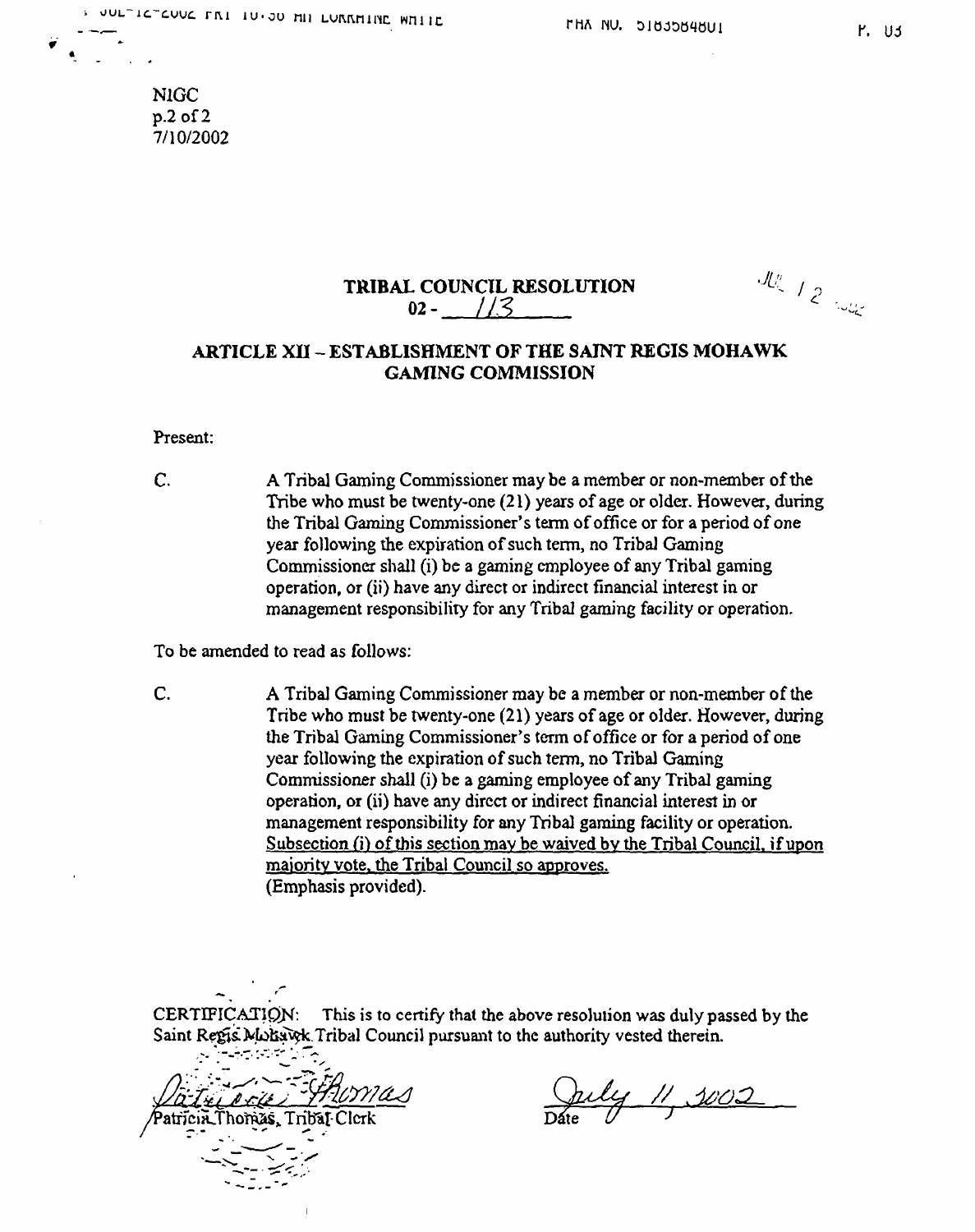NIGC
p.2 of 2
7/10/2002

## TRIBAL COUNCIL RESOLUTION
## 02 - 113

JUL 12 2002

## ARTICLE XII – ESTABLISHMENT OF THE SAINT REGIS MOHAWK GAMING COMMISSION

Present:

C. A Tribal Gaming Commissioner may be a member or non-member of the Tribe who must be twenty-one (21) years of age or older. However, during the Tribal Gaming Commissioner's term of office or for a period of one year following the expiration of such term, no Tribal Gaming Commissioner shall (i) be a gaming employee of any Tribal gaming operation, or (ii) have any direct or indirect financial interest in or management responsibility for any Tribal gaming facility or operation.

To be amended to read as follows:

C. A Tribal Gaming Commissioner may be a member or non-member of the Tribe who must be twenty-one (21) years of age or older. However, during the Tribal Gaming Commissioner's term of office or for a period of one year following the expiration of such term, no Tribal Gaming Commissioner shall (i) be a gaming employee of any Tribal gaming operation, or (ii) have any direct or indirect financial interest in or management responsibility for any Tribal gaming facility or operation. <u>Subsection (i) of this section may be waived by the Tribal Council, if upon majority vote, the Tribal Council so approves.</u>
(Emphasis provided).

CERTIFICATION: This is to certify that the above resolution was duly passed by the Saint Regis Mohawk Tribal Council pursuant to the authority vested therein.

Patricia Thomas, Tribal Clerk

July 11, 2002
Date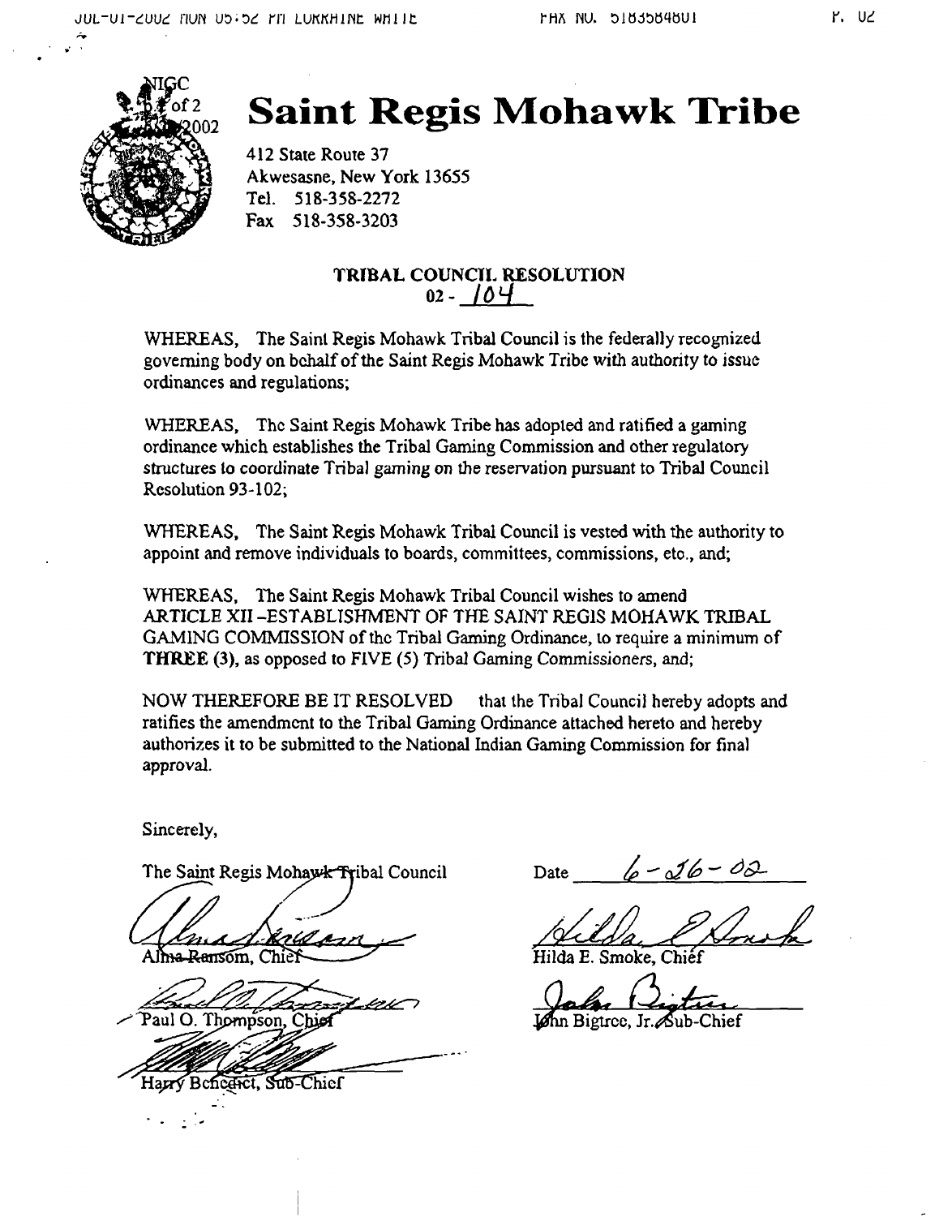# Saint Regis Mohawk Tribe

412 State Route 37
Akwesasne, New York 13655
Tel. 518-358-2272
Fax 518-358-3203

**TRIBAL COUNCIL RESOLUTION**
**02 - 104**

WHEREAS, The Saint Regis Mohawk Tribal Council is the federally recognized governing body on behalf of the Saint Regis Mohawk Tribe with authority to issue ordinances and regulations;

WHEREAS, The Saint Regis Mohawk Tribe has adopted and ratified a gaming ordinance which establishes the Tribal Gaming Commission and other regulatory structures to coordinate Tribal gaming on the reservation pursuant to Tribal Council Resolution 93-102;

WHEREAS, The Saint Regis Mohawk Tribal Council is vested with the authority to appoint and remove individuals to boards, committees, commissions, etc., and;

WHEREAS, The Saint Regis Mohawk Tribal Council wishes to amend ARTICLE XII -ESTABLISHMENT OF THE SAINT REGIS MOHAWK TRIBAL GAMING COMMISSION of the Tribal Gaming Ordinance, to require a minimum of **THREE** (3), as opposed to FIVE (5) Tribal Gaming Commissioners, and;

NOW THEREFORE BE IT RESOLVED that the Tribal Council hereby adopts and ratifies the amendment to the Tribal Gaming Ordinance attached hereto and hereby authorizes it to be submitted to the National Indian Gaming Commission for final approval.

Sincerely,

The Saint Regis Mohawk Tribal Council

Date 6-26-02

Alma Ransom, Chief

Hilda E. Smoke, Chief

Paul O. Thompson, Chief

John Bigtree, Jr. Sub-Chief

Harry Benedict, Sub-Chief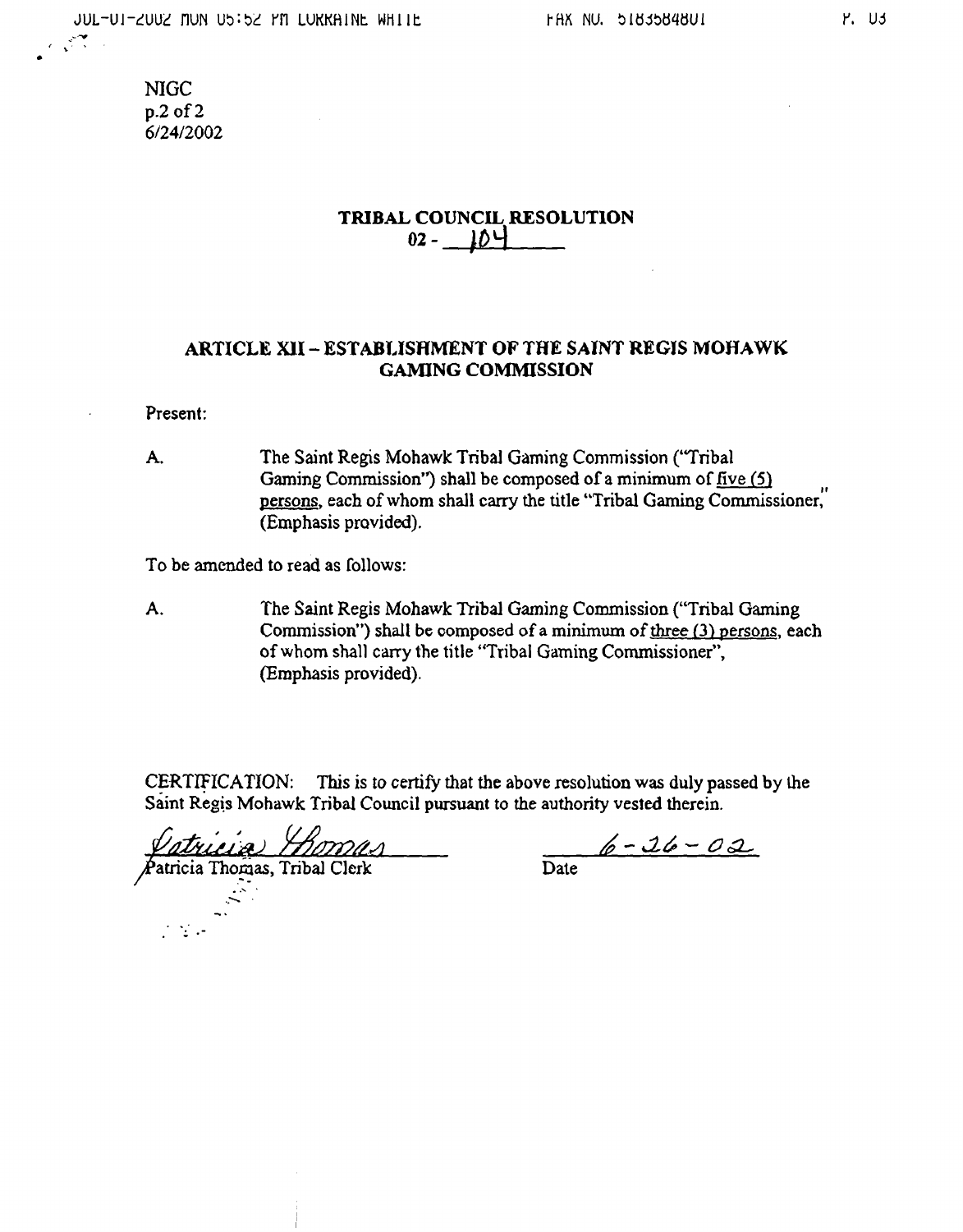NIGC
p.2 of 2
6/24/2002

**TRIBAL COUNCIL RESOLUTION**
**02 - 104**

## ARTICLE XII – ESTABLISHMENT OF THE SAINT REGIS MOHAWK GAMING COMMISSION

Present:

A. The Saint Regis Mohawk Tribal Gaming Commission ("Tribal Gaming Commission") shall be composed of a minimum of five (5) persons, each of whom shall carry the title "Tribal Gaming Commissioner," (Emphasis provided).

To be amended to read as follows:

A. The Saint Regis Mohawk Tribal Gaming Commission ("Tribal Gaming Commission") shall be composed of a minimum of three (3) persons, each of whom shall carry the title "Tribal Gaming Commissioner", (Emphasis provided).

CERTIFICATION: This is to certify that the above resolution was duly passed by the Saint Regis Mohawk Tribal Council pursuant to the authority vested therein.

Patricia Thomas
Patricia Thomas, Tribal Clerk

6-26-02
Date